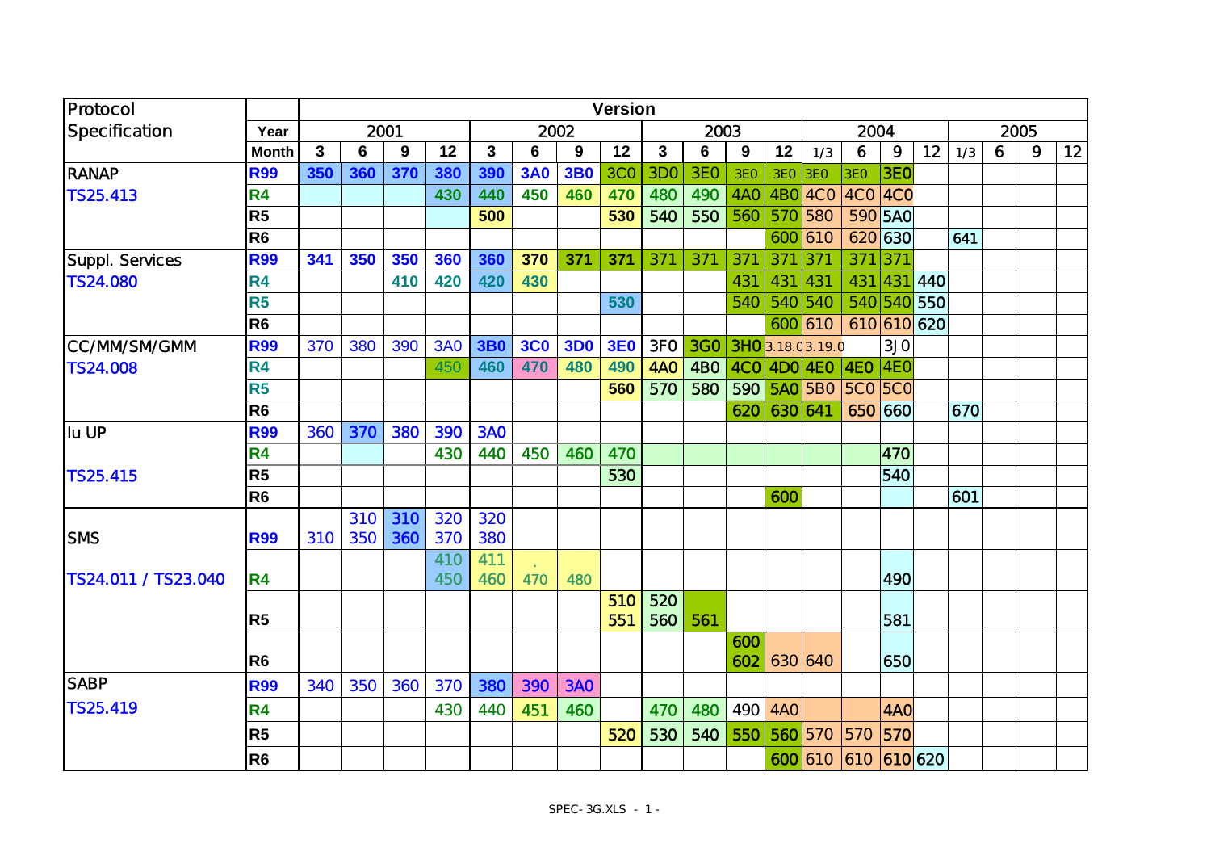| Protocol Specification | Year | 2001 | | | | 2002 | | | | 2003 | | | | 2004 | | | | 2005 | | | |
|---|---|---|---|---|---|---|---|---|---|---|---|---|---|---|---|---|---|---|---|---|---|
| | Month | 3 | 6 | 9 | 12 | 3 | 6 | 9 | 12 | 3 | 6 | 9 | 12 | 1/3 | 6 | 9 | 12 | 1/3 | 6 | 9 | 12 |
| RANAP | R99 | 350 | 360 | 370 | 380 | 390 | 3A0 | 3B0 | 3C0 | 3D0 | 3E0 | 3E0 | 3E0 | 3E0 | 3E0 | 3E0 | | | | | |
| TS25.413 | R4 | | | | 430 | 440 | 450 | 460 | 470 | 480 | 490 | 4A0 | 4B0 | 4C0 | 4C0 | 4C0 | | | | | |
| | R5 | | | | | 500 | | | 530 | 540 | 550 | 560 | 570 | 580 | 590 | 5A0 | | | | | |
| | R6 | | | | | | | | | | | | 600 | 610 | 620 | 630 | | 641 | | | |
| Suppl. Services | R99 | 341 | 350 | 350 | 360 | 360 | 370 | 371 | 371 | 371 | 371 | 371 | 371 | 371 | 371 | 371 | | | | | |
| TS24.080 | R4 | | | 410 | 420 | 420 | 430 | | | | | 431 | 431 | 431 | 431 | 431 | 440 | | | | |
| | R5 | | | | | | | | 530 | | | 540 | 540 | 540 | 540 | 540 | 550 | | | | |
| | R6 | | | | | | | | | | | | 600 | 610 | 610 | 610 | 620 | | | | |
| CC/MM/SM/GMM | R99 | 370 | 380 | 390 | 3A0 | 3B0 | 3C0 | 3D0 | 3E0 | 3F0 | 3G0 | 3H0 | 3.18.0 | 3.19.0 | | 3J0 | | | | | |
| TS24.008 | R4 | | | | 450 | 460 | 470 | 480 | 490 | 4A0 | 4B0 | 4C0 | 4D0 | 4E0 | 4E0 | 4E0 | | | | | |
| | R5 | | | | | | | | 560 | 570 | 580 | 590 | 5A0 | 5B0 | 5C0 | 5C0 | | | | | |
| | R6 | | | | | | | | | | | 620 | 630 | 641 | 650 | 660 | | 670 | | | |
| Iu UP | R99 | 360 | 370 | 380 | 390 | 3A0 | | | | | | | | | | | | | | | |
| | R4 | | | | 430 | 440 | 450 | 460 | 470 | | | | | | | 470 | | | | | |
| TS25.415 | R5 | | | | | | | | 530 | | | | | | | 540 | | | | | |
| | R6 | | | | | | | | | | | | 600 | | | | | 601 | | | |
| SMS | R99 | 310 | 310 350 | 310 360 | 320 370 | 320 380 | | | | | | | | | | | | | | | |
| TS24.011 / TS23.040 | R4 | | | | 410 450 | 411 460 | . 470 | 480 | | | | | | | | 490 | | | | | |
| | R5 | | | | | | | | 510 551 | 520 560 | 561 | | | | | 581 | | | | | |
| | R6 | | | | | | | | | | | 600 602 | 630 | 640 | | 650 | | | | | |
| SABP | R99 | 340 | 350 | 360 | 370 | 380 | 390 | 3A0 | | | | | | | | | | | | | |
| TS25.419 | R4 | | | | 430 | 440 | 451 | 460 | | 470 | 480 | 490 | 4A0 | | | 4A0 | | | | | |
| | R5 | | | | | | | | 520 | 530 | 540 | 550 | 560 | 570 | 570 | 570 | | | | | |
| | R6 | | | | | | | | | | | | 600 | 610 | 610 | 610 | 620 | | | | |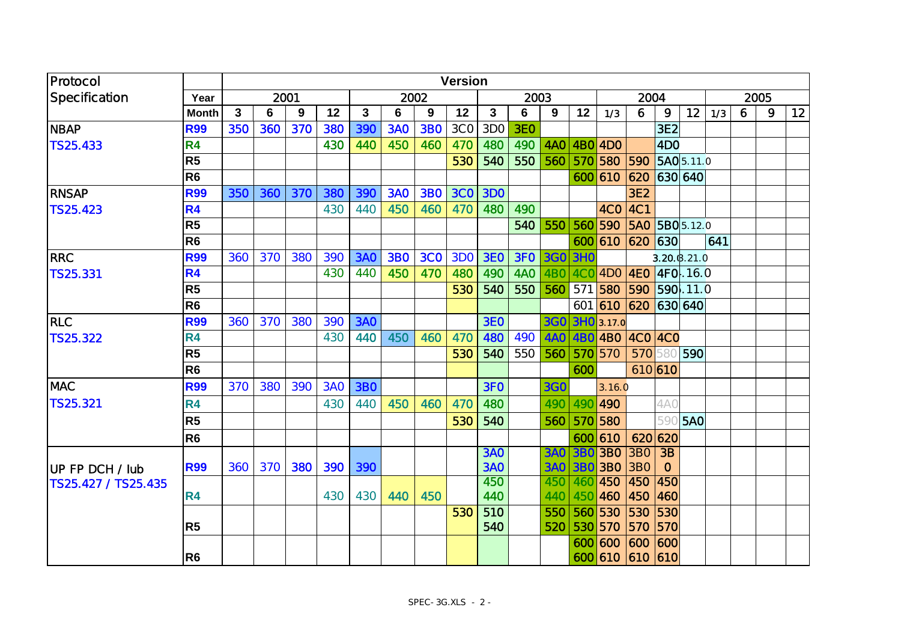| Protocol Specification | Year | 2001 | | | | 2002 | | | | 2003 | | | | 2004 | | | | 2005 | | | |
|---|---|---|---|---|---|---|---|---|---|---|---|---|---|---|---|---|---|---|---|---|---|
| | Month | 3 | 6 | 9 | 12 | 3 | 6 | 9 | 12 | 3 | 6 | 9 | 12 | 1/3 | 6 | 9 | 12 | 1/3 | 6 | 9 | 12 |
| NBAP | R99 | 350 | 360 | 370 | 380 | 390 | 3A0 | 3B0 | 3C0 | 3D0 | 3E0 | | | | | 3E2 | | | | | |
| TS25.433 | R4 | | | | 430 | 440 | 450 | 460 | 470 | 480 | 490 | 4A0 | 4B0 | 4D0 | | 4D0 | | | | | |
| | R5 | | | | | | | | 530 | 540 | 550 | 560 | 570 | 580 | 590 | 5A0 | 5.11.0 | | | | |
| | R6 | | | | | | | | | | | | 600 | 610 | 620 | 630 | 640 | | | | |
| RNSAP | R99 | 350 | 360 | 370 | 380 | 390 | 3A0 | 3B0 | 3C0 | 3D0 | | | | | 3E2 | | | | | | |
| TS25.423 | R4 | | | | 430 | 440 | 450 | 460 | 470 | 480 | 490 | | | 4C0 | 4C1 | | | | | | |
| | R5 | | | | | | | | | | 540 | 550 | 560 | 590 | 5A0 | 5B0 | 5.12.0 | | | | |
| | R6 | | | | | | | | | | | | 600 | 610 | 620 | 630 | | 641 | | | |
| RRC | R99 | 360 | 370 | 380 | 390 | 3A0 | 3B0 | 3C0 | 3D0 | 3E0 | 3F0 | 3G0 | 3H0 | | | 3.20.0 | 3.21.0 | | | | |
| TS25.331 | R4 | | | | 430 | 440 | 450 | 470 | 480 | 490 | 4A0 | 4B0 | 4C0 | 4D0 | 4E0 | 4F0 | 4.16.0 | | | | |
| | R5 | | | | | | | | 530 | 540 | 550 | 560 | 571 | 580 | 590 | 590 | 5.11.0 | | | | |
| | R6 | | | | | | | | | | | | 601 | 610 | 620 | 630 | 640 | | | | |
| RLC | R99 | 360 | 370 | 380 | 390 | 3A0 | | | | 3E0 | | 3G0 | 3H0 | 3.17.0 | | | | | | | |
| TS25.322 | R4 | | | | 430 | 440 | 450 | 460 | 470 | 480 | 490 | 4A0 | 4B0 | 4B0 | 4C0 | 4C0 | | | | | |
| | R5 | | | | | | | | 530 | 540 | 550 | 560 | 570 | 570 | 570 | 580 | 590 | | | | |
| | R6 | | | | | | | | | | | | 600 | | 610 | 610 | | | | | |
| MAC | R99 | 370 | 380 | 390 | 3A0 | 3B0 | | | | 3F0 | | 3G0 | | 3.16.0 | | | | | | | |
| TS25.321 | R4 | | | | 430 | 440 | 450 | 460 | 470 | 480 | | 490 | 490 | 490 | | 4A0 | | | | | |
| | R5 | | | | | | | | 530 | 540 | | 560 | 570 | 580 | | 590 | 5A0 | | | | |
| | R6 | | | | | | | | | | | | 600 | 610 | 620 | 620 | | | | | |
| UP FP DCH / Iub | R99 | 360 | 370 | 380 | 390 | 390 | | | | 3A0<br>3A0 | | 3A0<br>3A0 | 3B0<br>3B0 | 3B0<br>3B0 | 3B0<br>3B0 | 3B<br>0 | | | | | |
| TS25.427 / TS25.435 | R4 | | | | 430 | 430 | 440 | 450 | | 450<br>440 | | 450<br>440 | 460<br>450 | 450<br>460 | 450<br>450 | 450<br>460 | | | | | |
| | R5 | | | | | | | | 530 | 510<br>540 | | 550<br>520 | 560<br>530 | 530<br>570 | 530<br>570 | 530<br>570 | | | | | |
| | R6 | | | | | | | | | | | | 600<br>600 | 600<br>610 | 600<br>610 | 600<br>610 | | | | | |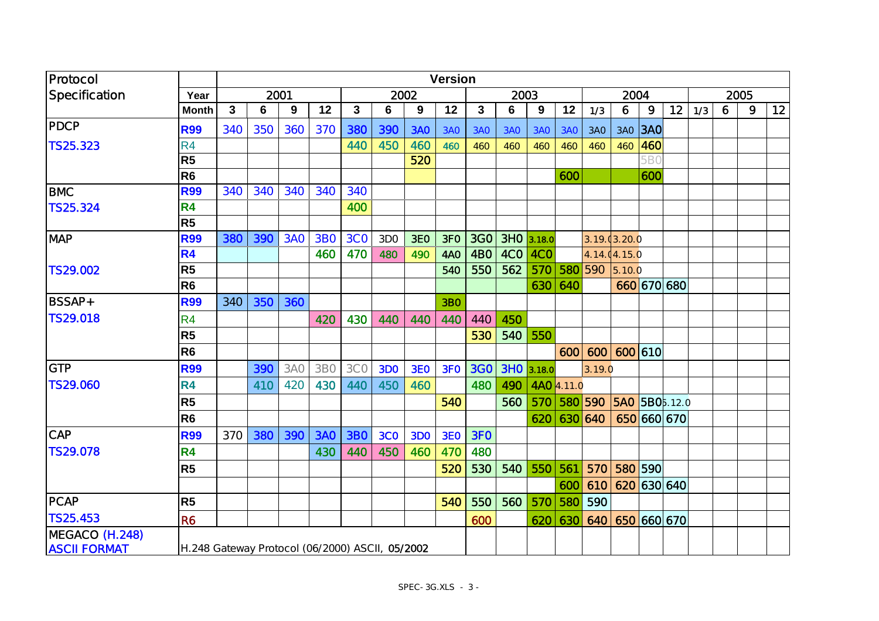| Protocol Specification | | Version | | | | | | | | | | | | | | | | | | | |
|---|---|---|---|---|---|---|---|---|---|---|---|---|---|---|---|---|---|---|---|---|---|
| | Year | 2001 | | | | 2002 | | | | 2003 | | | | 2004 | | | | 2005 | | | |
| | Month | 3 | 6 | 9 | 12 | 3 | 6 | 9 | 12 | 3 | 6 | 9 | 12 | 1/3 | 6 | 9 | 12 | 1/3 | 6 | 9 | 12 |
| PDCP | R99 | 340 | 350 | 360 | 370 | 380 | 390 | 3A0 | 3A0 | 3A0 | 3A0 | 3A0 | 3A0 | 3A0 | 3A0 | 3A0 | | | | | |
| TS25.323 | R4 | | | | | 440 | 450 | 460 | 460 | 460 | 460 | 460 | 460 | 460 | 460 | 460 | | | | | |
| | R5 | | | | | | | 520 | | | | | | | | 5B0 | | | | | |
| | R6 | | | | | | | | | | | | 600 | | | 600 | | | | | |
| BMC | R99 | 340 | 340 | 340 | 340 | 340 | | | | | | | | | | | | | | | |
| TS25.324 | R4 | | | | | 400 | | | | | | | | | | | | | | | |
| | R5 | | | | | | | | | | | | | | | | | | | | |
| MAP | R99 | 380 | 390 | 3A0 | 3B0 | 3C0 | 3D0 | 3E0 | 3F0 | 3G0 | 3H0 | 3.18.0 | | 3.19.0 | 3.20.0 | | | | | | |
| | R4 | | | | 460 | 470 | 480 | 490 | 4A0 | 4B0 | 4C0 | 4C0 | | 4.14.0 | 4.15.0 | | | | | | |
| TS29.002 | R5 | | | | | | | | 540 | 550 | 562 | 570 | 580 | 590 | 5.10.0 | | | | | | |
| | R6 | | | | | | | | | | | 630 | 640 | | 660 | 670 | 680 | | | | |
| BSSAP+ | R99 | 340 | 350 | 360 | | | | | 3B0 | | | | | | | | | | | | |
| TS29.018 | R4 | | | | 420 | 430 | 440 | 440 | 440 | 440 | 450 | | | | | | | | | | |
| | R5 | | | | | | | | | 530 | 540 | 550 | | | | | | | | | |
| | R6 | | | | | | | | | | | | 600 | 600 | 600 | 610 | | | | | |
| GTP | R99 | | 390 | 3A0 | 3B0 | 3C0 | 3D0 | 3E0 | 3F0 | 3G0 | 3H0 | 3.18.0 | | 3.19.0 | | | | | | | |
| TS29.060 | R4 | | 410 | 420 | 430 | 440 | 450 | 460 | | 480 | 490 | 4A0 | 4.11.0 | | | | | | | | |
| | R5 | | | | | | | | 540 | | 560 | 570 | 580 | 590 | 5A0 | 5B0 | 5.12.0 | | | | |
| | R6 | | | | | | | | | | | 620 | 630 | 640 | 650 | 660 | 670 | | | | |
| CAP | R99 | 370 | 380 | 390 | 3A0 | 3B0 | 3C0 | 3D0 | 3E0 | 3F0 | | | | | | | | | | | |
| TS29.078 | R4 | | | | 430 | 440 | 450 | 460 | 470 | 480 | | | | | | | | | | | |
| | R5 | | | | | | | | 520 | 530 | 540 | 550 | 561 | 570 | 580 | 590 | | | | | |
| | | | | | | | | | | | | | 600 | 610 | 620 | 630 | 640 | | | | |
| PCAP | R5 | | | | | | | | 540 | 550 | 560 | 570 | 580 | 590 | | | | | | | |
| TS25.453 | R6 | | | | | | | | | 600 | | 620 | 630 | 640 | 650 | 660 | 670 | | | | |
| MEGACO (H.248) ASCII FORMAT | H.248 Gateway Protocol (06/2000) ASCII, 05/2002 | | | | | | | | | | | | | | | | | | | | |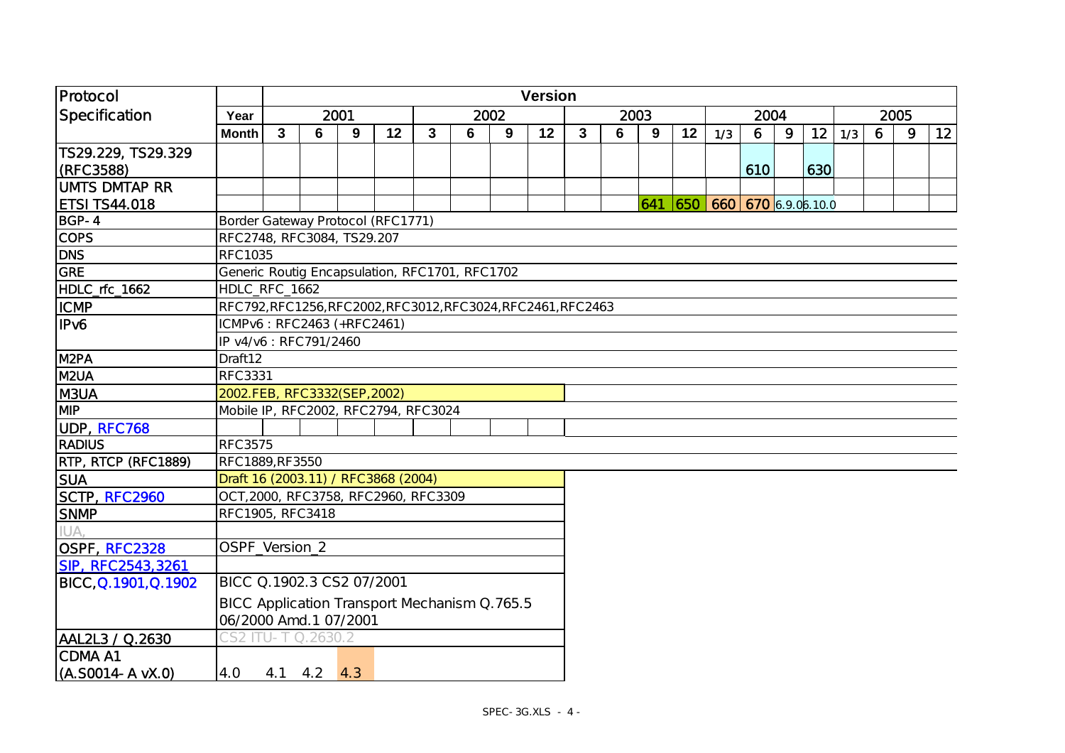| Protocol | | Version | | | | | | | | | | | | | | | | | | | |
|---|---|---|---|---|---|---|---|---|---|---|---|---|---|---|---|---|---|---|---|---|---|
| Specification | Year | 2001 | | | | 2002 | | | | 2003 | | | | 2004 | | | | 2005 | | | |
| | Month | 3 | 6 | 9 | 12 | 3 | 6 | 9 | 12 | 3 | 6 | 9 | 12 | 1/3 | 6 | 9 | 12 | 1/3 | 6 | 9 | 12 |
| TS29.229, TS29.329 (RFC3588) | | | | | | | | | | | | | | | 610 | | 630 | | | | |
| UMTS DMTAP RR ETSI TS44.018 | | | | | | | | | | | | 641 | 650 | 660 | 670 | 6.9.0 | 6.10.0 | | | | |
| BGP-4 | Border Gateway Protocol (RFC1771) | | | | | | | | | | | | | | | | | | | | |
| COPS | RFC2748, RFC3084, TS29.207 | | | | | | | | | | | | | | | | | | | | |
| DNS | RFC1035 | | | | | | | | | | | | | | | | | | | | |
| GRE | Generic Routig Encapsulation, RFC1701, RFC1702 | | | | | | | | | | | | | | | | | | | | |
| HDLC_rfc_1662 | HDLC_RFC_1662 | | | | | | | | | | | | | | | | | | | | |
| ICMP | RFC792,RFC1256,RFC2002,RFC3012,RFC3024,RFC2461,RFC2463 | | | | | | | | | | | | | | | | | | | | |
| IPv6 | ICMPv6 : RFC2463 (+RFC2461) | | | | | | | | | | | | | | | | | | | | |
| | IP v4/v6 : RFC791/2460 | | | | | | | | | | | | | | | | | | | | |
| M2PA | Draft12 | | | | | | | | | | | | | | | | | | | | |
| M2UA | RFC3331 | | | | | | | | | | | | | | | | | | | | |
| M3UA | 2002.FEB, RFC3332(SEP,2002) | | | | | | | | | | | | | | | | | | | | |
| MIP | Mobile IP, RFC2002, RFC2794, RFC3024 | | | | | | | | | | | | | | | | | | | | |
| UDP, RFC768 | | | | | | | | | | | | | | | | | | | | | |
| RADIUS | RFC3575 | | | | | | | | | | | | | | | | | | | | |
| RTP, RTCP (RFC1889) | RFC1889,RF3550 | | | | | | | | | | | | | | | | | | | | |
| SUA | Draft 16 (2003.11) / RFC3868 (2004) | | | | | | | | | | | | | | | | | | | | |
| SCTP, RFC2960 | OCT,2000, RFC3758, RFC2960, RFC3309 | | | | | | | | | | | | | | | | | | | | |
| SNMP | RFC1905, RFC3418 | | | | | | | | | | | | | | | | | | | | |
| IUA, | | | | | | | | | | | | | | | | | | | | | |
| OSPF, RFC2328 | OSPF_Version_2 | | | | | | | | | | | | | | | | | | | | |
| SIP, RFC2543,3261 | | | | | | | | | | | | | | | | | | | | | |
| BICC,Q.1901,Q.1902 | BICC Q.1902.3 CS2 07/2001 | | | | | | | | | | | | | | | | | | | | |
| | BICC Application Transport Mechanism Q.765.5 06/2000 Amd.1 07/2001 | | | | | | | | | | | | | | | | | | | | |
| AAL2L3 / Q.2630 | CS2 ITU-T Q.2630.2 | | | | | | | | | | | | | | | | | | | | |
| CDMA A1 (A.S0014-A vX.0) | 4.0 | 4.1 | 4.2 | 4.3 | | | | | | | | | | | | | | | | | |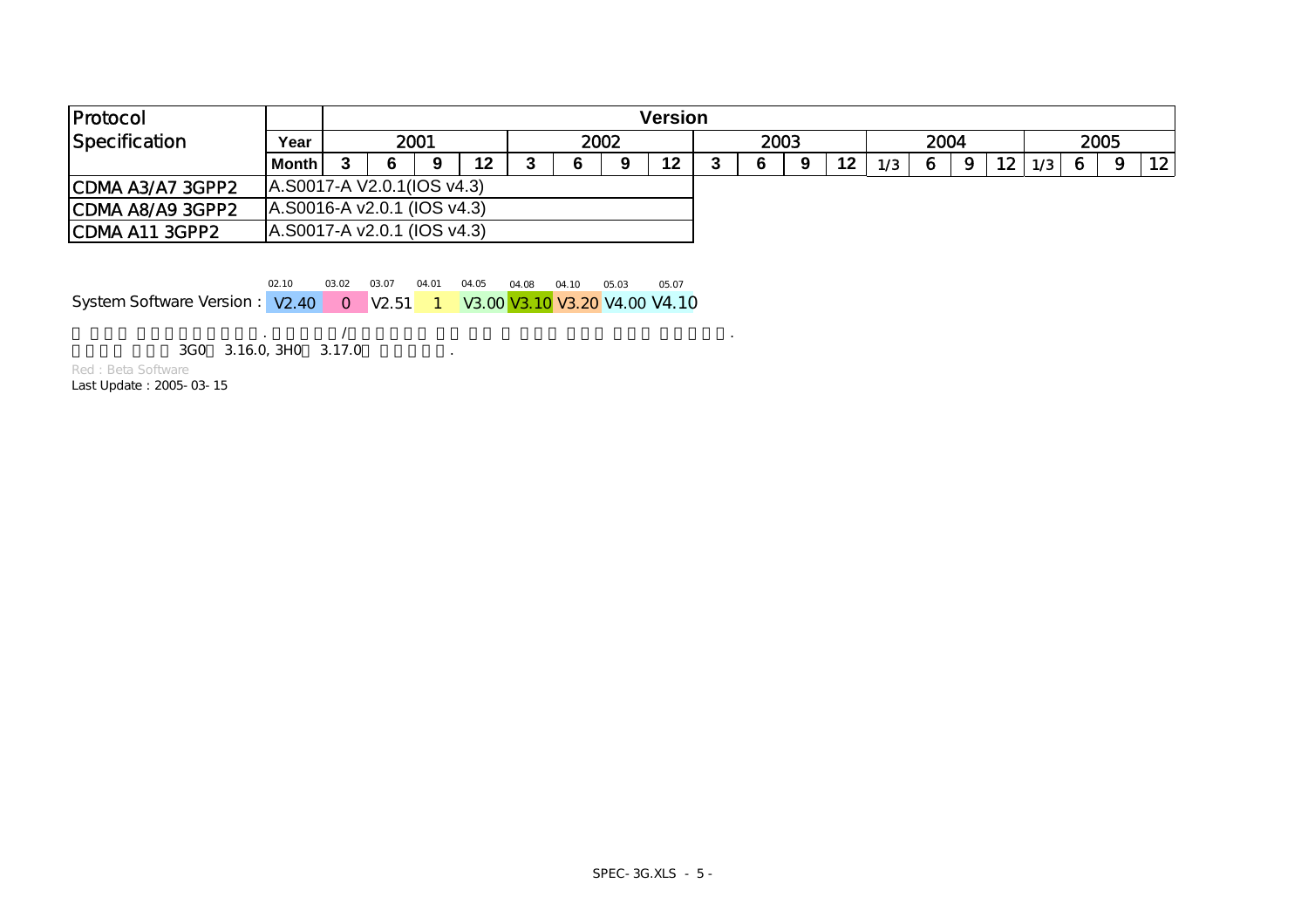| Protocol Specification | | Version | | | | | | | | | | | | | | | | | | | |
|---|---|---|---|---|---|---|---|---|---|---|---|---|---|---|---|---|---|---|---|---|---|
| | Year | 2001 | | | | 2002 | | | | 2003 | | | | 2004 | | | | 2005 | | | |
| | Month | 3 | 6 | 9 | 12 | 3 | 6 | 9 | 12 | 3 | 6 | 9 | 12 | 1/3 | 6 | 9 | 12 | 1/3 | 6 | 9 | 12 |
| CDMA A3/A7 3GPP2 | A.S0017-A V2.0.1(IOS v4.3) | | | | | | | | | | | | | | | | | | | | |
| CDMA A8/A9 3GPP2 | A.S0016-A v2.0.1 (IOS v4.3) | | | | | | | | | | | | | | | | | | | | |
| CDMA A11 3GPP2 | A.S0017-A v2.0.1 (IOS v4.3) | | | | | | | | | | | | | | | | | | | | |

| | 02.10 | 03.02 | 03.07 | 04.01 | 04.05 | 04.08 | 04.10 | 05.03 | 05.07 |
|---|---|---|---|---|---|---|---|---|---|
| System Software Version : | V2.40 | 0 | V2.51 | 1 | V3.00 | V3.10 | V3.20 | V4.00 | V4.10 |

3G0 3.16.0, 3H0 3.17.0

Red : Beta Software

Last Update : 2005- 03- 15